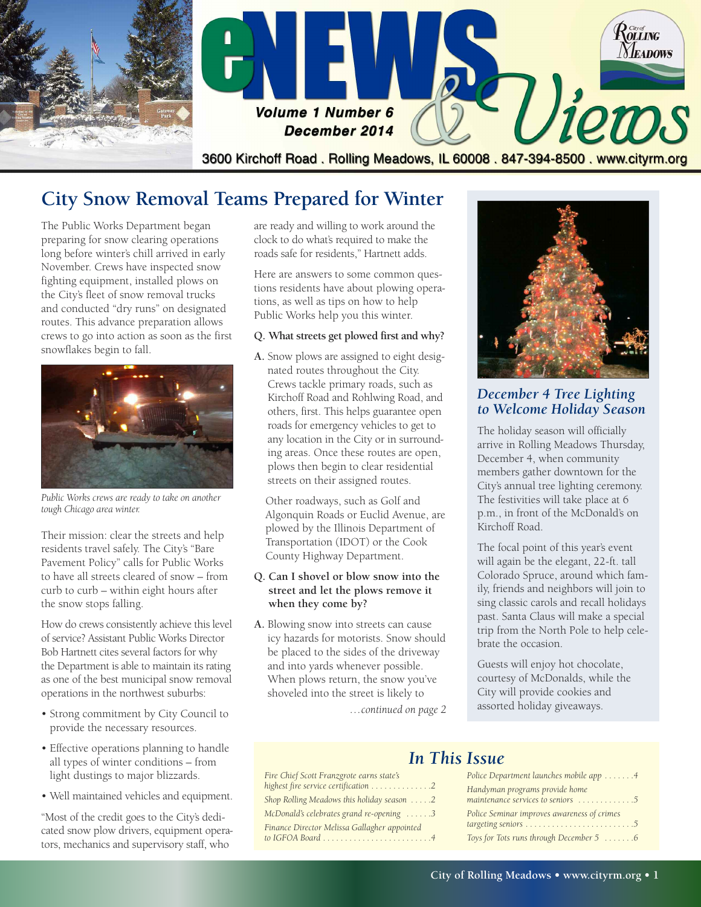# eNEWS & Views

Volume 1 Number 6
December 2014

3600 Kirchoff Road . Rolling Meadows, IL 60008 . 847-394-8500 . www.cityrm.org

## City Snow Removal Teams Prepared for Winter

The Public Works Department began preparing for snow clearing operations long before winter's chill arrived in early November. Crews have inspected snow fighting equipment, installed plows on the City's fleet of snow removal trucks and conducted "dry runs" on designated routes. This advance preparation allows crews to go into action as soon as the first snowflakes begin to fall.

*Public Works crews are ready to take on another tough Chicago area winter.*

Their mission: clear the streets and help residents travel safely. The City's "Bare Pavement Policy" calls for Public Works to have all streets cleared of snow – from curb to curb – within eight hours after the snow stops falling.

How do crews consistently achieve this level of service? Assistant Public Works Director Bob Hartnett cites several factors for why the Department is able to maintain its rating as one of the best municipal snow removal operations in the northwest suburbs:

- Strong commitment by City Council to provide the necessary resources.
- Effective operations planning to handle all types of winter conditions – from light dustings to major blizzards.
- Well maintained vehicles and equipment.

"Most of the credit goes to the City's dedicated snow plow drivers, equipment operators, mechanics and supervisory staff, who are ready and willing to work around the clock to do what's required to make the roads safe for residents," Hartnett adds.

Here are answers to some common questions residents have about plowing operations, as well as tips on how to help Public Works help you this winter.

**Q. What streets get plowed first and why?**

**A.** Snow plows are assigned to eight designated routes throughout the City. Crews tackle primary roads, such as Kirchoff Road and Rohlwing Road, and others, first. This helps guarantee open roads for emergency vehicles to get to any location in the City or in surrounding areas. Once these routes are open, plows then begin to clear residential streets on their assigned routes.

Other roadways, such as Golf and Algonquin Roads or Euclid Avenue, are plowed by the Illinois Department of Transportation (IDOT) or the Cook County Highway Department.

**Q. Can I shovel or blow snow into the street and let the plows remove it when they come by?**

**A.** Blowing snow into streets can cause icy hazards for motorists. Snow should be placed to the sides of the driveway and into yards whenever possible. When plows return, the snow you've shoveled into the street is likely to

*…continued on page 2*

## *December 4 Tree Lighting to Welcome Holiday Season*

The holiday season will officially arrive in Rolling Meadows Thursday, December 4, when community members gather downtown for the City's annual tree lighting ceremony. The festivities will take place at 6 p.m., in front of the McDonald's on Kirchoff Road.

The focal point of this year's event will again be the elegant, 22-ft. tall Colorado Spruce, around which family, friends and neighbors will join to sing classic carols and recall holidays past. Santa Claus will make a special trip from the North Pole to help celebrate the occasion.

Guests will enjoy hot chocolate, courtesy of McDonalds, while the City will provide cookies and assorted holiday giveaways.

## *In This Issue*

- *Fire Chief Scott Franzgrote earns state's highest fire service certification* .............. 2
- *Shop Rolling Meadows this holiday season* ..... 2
- *McDonald's celebrates grand re-opening* ...... 3
- *Finance Director Melissa Gallagher appointed to IGFOA Board* .......................... 4
- *Police Department launches mobile app* ....... 4
- *Handyman programs provide home maintenance services to seniors* ............. 5
- *Police Seminar improves awareness of crimes targeting seniors* ......................... 5
- *Toys for Tots runs through December 5* ....... 6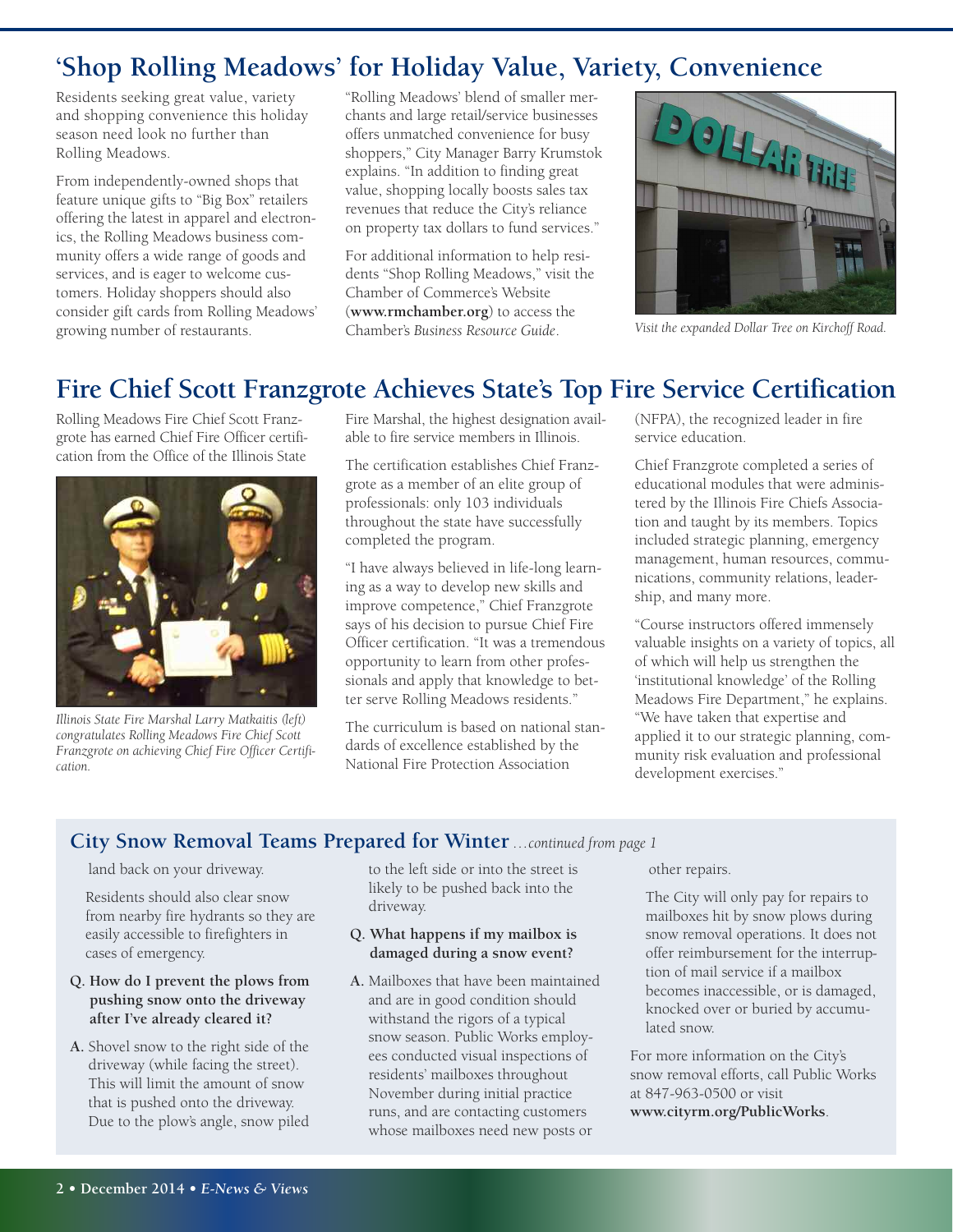## 'Shop Rolling Meadows' for Holiday Value, Variety, Convenience

Residents seeking great value, variety and shopping convenience this holiday season need look no further than Rolling Meadows.

From independently-owned shops that feature unique gifts to "Big Box" retailers offering the latest in apparel and electronics, the Rolling Meadows business community offers a wide range of goods and services, and is eager to welcome customers. Holiday shoppers should also consider gift cards from Rolling Meadows' growing number of restaurants.

"Rolling Meadows' blend of smaller merchants and large retail/service businesses offers unmatched convenience for busy shoppers," City Manager Barry Krumstok explains. "In addition to finding great value, shopping locally boosts sales tax revenues that reduce the City's reliance on property tax dollars to fund services."

For additional information to help residents "Shop Rolling Meadows," visit the Chamber of Commerce's Website (**www.rmchamber.org**) to access the Chamber's *Business Resource Guide*.

*Visit the expanded Dollar Tree on Kirchoff Road.*

## Fire Chief Scott Franzgrote Achieves State's Top Fire Service Certification

Rolling Meadows Fire Chief Scott Franzgrote has earned Chief Fire Officer certification from the Office of the Illinois State Fire Marshal, the highest designation available to fire service members in Illinois.

*Illinois State Fire Marshal Larry Matkaitis (left) congratulates Rolling Meadows Fire Chief Scott Franzgrote on achieving Chief Fire Officer Certification.*

The certification establishes Chief Franzgrote as a member of an elite group of professionals: only 103 individuals throughout the state have successfully completed the program.

"I have always believed in life-long learning as a way to develop new skills and improve competence," Chief Franzgrote says of his decision to pursue Chief Fire Officer certification. "It was a tremendous opportunity to learn from other professionals and apply that knowledge to better serve Rolling Meadows residents."

The curriculum is based on national standards of excellence established by the National Fire Protection Association (NFPA), the recognized leader in fire service education.

Chief Franzgrote completed a series of educational modules that were administered by the Illinois Fire Chiefs Association and taught by its members. Topics included strategic planning, emergency management, human resources, communications, community relations, leadership, and many more.

"Course instructors offered immensely valuable insights on a variety of topics, all of which will help us strengthen the 'institutional knowledge' of the Rolling Meadows Fire Department," he explains. "We have taken that expertise and applied it to our strategic planning, community risk evaluation and professional development exercises."

### City Snow Removal Teams Prepared for Winter *...continued from page 1*

land back on your driveway.

Residents should also clear snow from nearby fire hydrants so they are easily accessible to firefighters in cases of emergency.

**Q. How do I prevent the plows from pushing snow onto the driveway after I've already cleared it?**

**A.** Shovel snow to the right side of the driveway (while facing the street). This will limit the amount of snow that is pushed onto the driveway. Due to the plow's angle, snow piled to the left side or into the street is likely to be pushed back into the driveway.

**Q. What happens if my mailbox is damaged during a snow event?**

**A.** Mailboxes that have been maintained and are in good condition should withstand the rigors of a typical snow season. Public Works employees conducted visual inspections of residents' mailboxes throughout November during initial practice runs, and are contacting customers whose mailboxes need new posts or other repairs.

The City will only pay for repairs to mailboxes hit by snow plows during snow removal operations. It does not offer reimbursement for the interruption of mail service if a mailbox becomes inaccessible, or is damaged, knocked over or buried by accumulated snow.

For more information on the City's snow removal efforts, call Public Works at 847-963-0500 or visit **www.cityrm.org/PublicWorks**.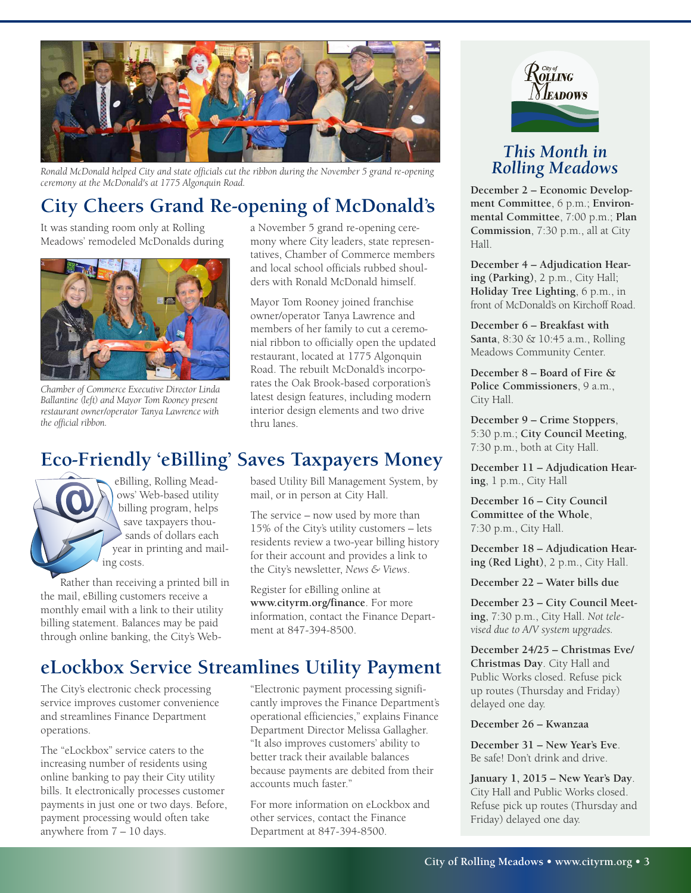Ronald McDonald helped City and state officials cut the ribbon during the November 5 grand re-opening ceremony at the McDonald's at 1775 Algonquin Road.

## City Cheers Grand Re-opening of McDonald's

It was standing room only at Rolling Meadows' remodeled McDonalds during a November 5 grand re-opening ceremony where City leaders, state representatives, Chamber of Commerce members and local school officials rubbed shoulders with Ronald McDonald himself.

*Chamber of Commerce Executive Director Linda Ballantine (left) and Mayor Tom Rooney present restaurant owner/operator Tanya Lawrence with the official ribbon.*

Mayor Tom Rooney joined franchise owner/operator Tanya Lawrence and members of her family to cut a ceremonial ribbon to officially open the updated restaurant, located at 1775 Algonquin Road. The rebuilt McDonald's incorporates the Oak Brook-based corporation's latest design features, including modern interior design elements and two drive thru lanes.

## Eco-Friendly 'eBilling' Saves Taxpayers Money

eBilling, Rolling Meadows' Web-based utility billing program, helps save taxpayers thousands of dollars each year in printing and mailing costs.

Rather than receiving a printed bill in the mail, eBilling customers receive a monthly email with a link to their utility billing statement. Balances may be paid through online banking, the City's Web-based Utility Bill Management System, by mail, or in person at City Hall.

The service – now used by more than 15% of the City's utility customers – lets residents review a two-year billing history for their account and provides a link to the City's newsletter, *News & Views*.

Register for eBilling online at **www.cityrm.org/finance**. For more information, contact the Finance Department at 847-394-8500.

## eLockbox Service Streamlines Utility Payment

The City's electronic check processing service improves customer convenience and streamlines Finance Department operations.

The "eLockbox" service caters to the increasing number of residents using online banking to pay their City utility bills. It electronically processes customer payments in just one or two days. Before, payment processing would often take anywhere from 7 – 10 days.

"Electronic payment processing significantly improves the Finance Department's operational efficiencies," explains Finance Department Director Melissa Gallagher. "It also improves customers' ability to better track their available balances because payments are debited from their accounts much faster."

For more information on eLockbox and other services, contact the Finance Department at 847-394-8500.

## *This Month in Rolling Meadows*

**December 2 – Economic Development Committee**, 6 p.m.; **Environmental Committee**, 7:00 p.m.; **Plan Commission**, 7:30 p.m., all at City Hall.

**December 4 – Adjudication Hearing (Parking)**, 2 p.m., City Hall; **Holiday Tree Lighting**, 6 p.m., in front of McDonald's on Kirchoff Road.

**December 6 – Breakfast with Santa**, 8:30 & 10:45 a.m., Rolling Meadows Community Center.

**December 8 – Board of Fire & Police Commissioners**, 9 a.m., City Hall.

**December 9 – Crime Stoppers**, 5:30 p.m.; **City Council Meeting**, 7:30 p.m., both at City Hall.

**December 11 – Adjudication Hearing**, 1 p.m., City Hall

**December 16 – City Council Committee of the Whole**, 7:30 p.m., City Hall.

**December 18 – Adjudication Hearing (Red Light)**, 2 p.m., City Hall.

**December 22 – Water bills due**

**December 23 – City Council Meeting**, 7:30 p.m., City Hall. *Not televised due to A/V system upgrades.*

**December 24/25 – Christmas Eve/ Christmas Day**. City Hall and Public Works closed. Refuse pick up routes (Thursday and Friday) delayed one day.

**December 26 – Kwanzaa**

**December 31 – New Year's Eve**. Be safe! Don't drink and drive.

**January 1, 2015 – New Year's Day**. City Hall and Public Works closed. Refuse pick up routes (Thursday and Friday) delayed one day.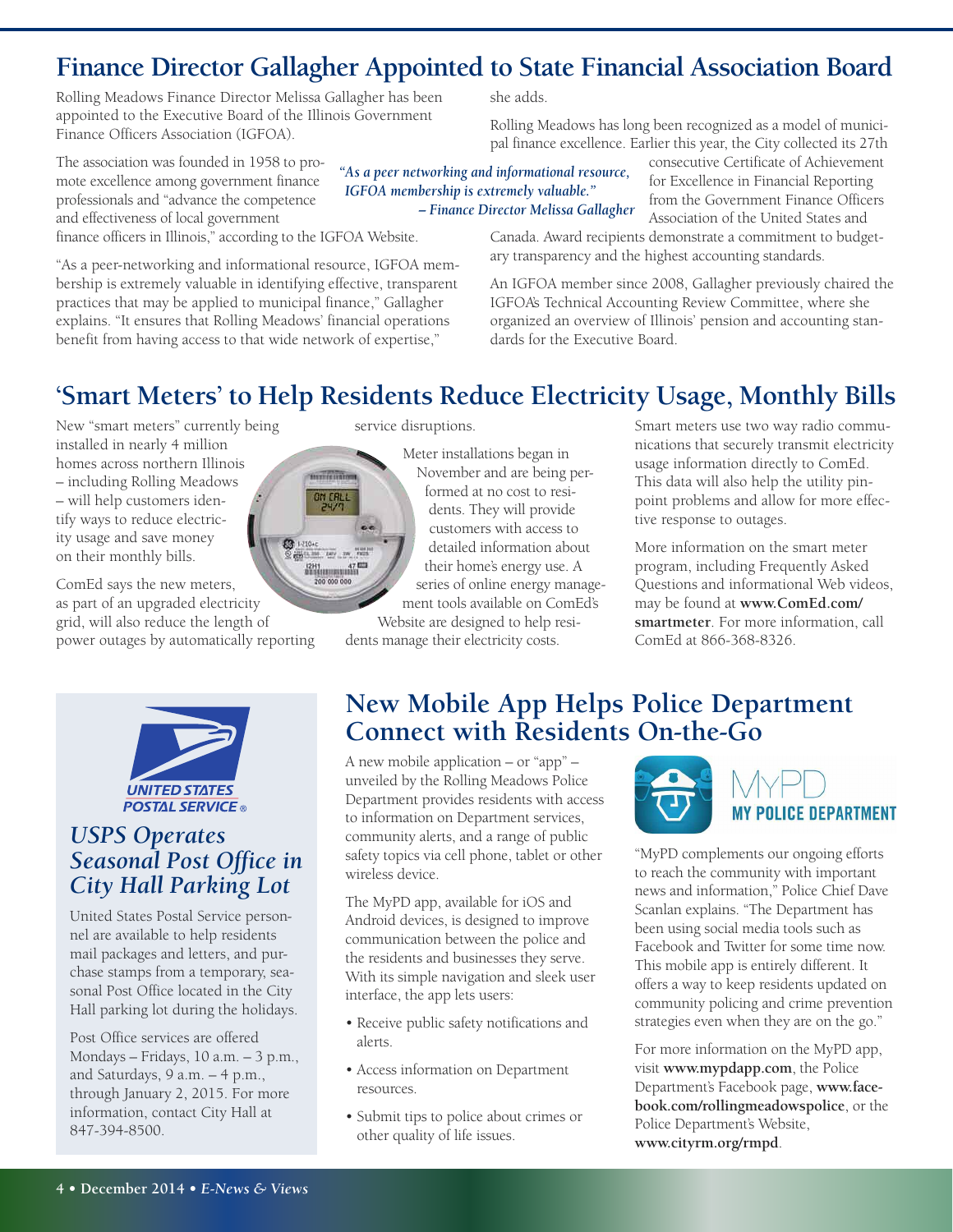## Finance Director Gallagher Appointed to State Financial Association Board

Rolling Meadows Finance Director Melissa Gallagher has been appointed to the Executive Board of the Illinois Government Finance Officers Association (IGFOA).

The association was founded in 1958 to promote excellence among government finance professionals and "advance the competence and effectiveness of local government finance officers in Illinois," according to the IGFOA Website.

*"As a peer networking and informational resource, IGFOA membership is extremely valuable." – Finance Director Melissa Gallagher*

"As a peer-networking and informational resource, IGFOA membership is extremely valuable in identifying effective, transparent practices that may be applied to municipal finance," Gallagher explains. "It ensures that Rolling Meadows' financial operations benefit from having access to that wide network of expertise," she adds.

Rolling Meadows has long been recognized as a model of municipal finance excellence. Earlier this year, the City collected its 27th consecutive Certificate of Achievement for Excellence in Financial Reporting from the Government Finance Officers Association of the United States and Canada. Award recipients demonstrate a commitment to budgetary transparency and the highest accounting standards.

An IGFOA member since 2008, Gallagher previously chaired the IGFOA's Technical Accounting Review Committee, where she organized an overview of Illinois' pension and accounting standards for the Executive Board.

## 'Smart Meters' to Help Residents Reduce Electricity Usage, Monthly Bills

New "smart meters" currently being installed in nearly 4 million homes across northern Illinois – including Rolling Meadows – will help customers identify ways to reduce electricity usage and save money on their monthly bills.

ComEd says the new meters, as part of an upgraded electricity grid, will also reduce the length of power outages by automatically reporting service disruptions.

Meter installations began in November and are being performed at no cost to residents. They will provide customers with access to detailed information about their home's energy use. A series of online energy management tools available on ComEd's Website are designed to help residents manage their electricity costs.

Smart meters use two way radio communications that securely transmit electricity usage information directly to ComEd. This data will also help the utility pinpoint problems and allow for more effective response to outages.

More information on the smart meter program, including Frequently Asked Questions and informational Web videos, may be found at **www.ComEd.com/smartmeter**. For more information, call ComEd at 866-368-8326.

### *USPS Operates Seasonal Post Office in City Hall Parking Lot*

United States Postal Service personnel are available to help residents mail packages and letters, and purchase stamps from a temporary, seasonal Post Office located in the City Hall parking lot during the holidays.

Post Office services are offered Mondays – Fridays, 10 a.m. – 3 p.m., and Saturdays, 9 a.m. – 4 p.m., through January 2, 2015. For more information, contact City Hall at 847-394-8500.

## New Mobile App Helps Police Department Connect with Residents On-the-Go

A new mobile application – or "app" – unveiled by the Rolling Meadows Police Department provides residents with access to information on Department services, community alerts, and a range of public safety topics via cell phone, tablet or other wireless device.

The MyPD app, available for iOS and Android devices, is designed to improve communication between the police and the residents and businesses they serve. With its simple navigation and sleek user interface, the app lets users:

- Receive public safety notifications and alerts.
- Access information on Department resources.
- Submit tips to police about crimes or other quality of life issues.

MyPD – MY POLICE DEPARTMENT

"MyPD complements our ongoing efforts to reach the community with important news and information," Police Chief Dave Scanlan explains. "The Department has been using social media tools such as Facebook and Twitter for some time now. This mobile app is entirely different. It offers a way to keep residents updated on community policing and crime prevention strategies even when they are on the go."

For more information on the MyPD app, visit **www.mypdapp.com**, the Police Department's Facebook page, **www.facebook.com/rollingmeadowspolice**, or the Police Department's Website, **www.cityrm.org/rmpd**.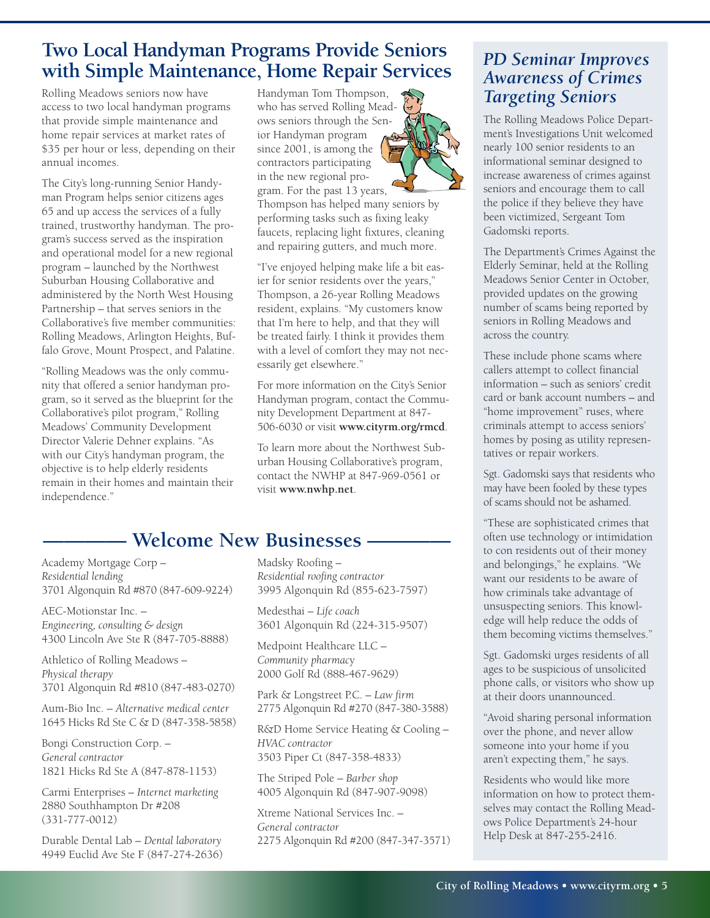## Two Local Handyman Programs Provide Seniors with Simple Maintenance, Home Repair Services

Rolling Meadows seniors now have access to two local handyman programs that provide simple maintenance and home repair services at market rates of $35 per hour or less, depending on their annual incomes.

The City's long-running Senior Handyman Program helps senior citizens ages 65 and up access the services of a fully trained, trustworthy handyman. The program's success served as the inspiration and operational model for a new regional program – launched by the Northwest Suburban Housing Collaborative and administered by the North West Housing Partnership – that serves seniors in the Collaborative's five member communities: Rolling Meadows, Arlington Heights, Buffalo Grove, Mount Prospect, and Palatine.

"Rolling Meadows was the only community that offered a senior handyman program, so it served as the blueprint for the Collaborative's pilot program," Rolling Meadows' Community Development Director Valerie Dehner explains. "As with our City's handyman program, the objective is to help elderly residents remain in their homes and maintain their independence."

Handyman Tom Thompson, who has served Rolling Meadows seniors through the Senior Handyman program since 2001, is among the contractors participating in the new regional program. For the past 13 years, Thompson has helped many seniors by performing tasks such as fixing leaky faucets, replacing light fixtures, cleaning and repairing gutters, and much more.

"I've enjoyed helping make life a bit easier for senior residents over the years," Thompson, a 26-year Rolling Meadows resident, explains. "My customers know that I'm here to help, and that they will be treated fairly. I think it provides them with a level of comfort they may not necessarily get elsewhere."

For more information on the City's Senior Handyman program, contact the Community Development Department at 847-506-6030 or visit **www.cityrm.org/rmcd**.

To learn more about the Northwest Suburban Housing Collaborative's program, contact the NWHP at 847-969-0561 or visit **www.nwhp.net**.

## Welcome New Businesses

Academy Mortgage Corp – *Residential lending*
3701 Algonquin Rd #870 (847-609-9224)

AEC-Motionstar Inc. – *Engineering, consulting & design*
4300 Lincoln Ave Ste R (847-705-8888)

Athletico of Rolling Meadows – *Physical therapy*
3701 Algonquin Rd #810 (847-483-0270)

Aum-Bio Inc. – *Alternative medical center*
1645 Hicks Rd Ste C & D (847-358-5858)

Bongi Construction Corp. – *General contractor*
1821 Hicks Rd Ste A (847-878-1153)

Carmi Enterprises – *Internet marketing*
2880 Southhampton Dr #208 (331-777-0012)

Durable Dental Lab – *Dental laboratory*
4949 Euclid Ave Ste F (847-274-2636)

Madsky Roofing – *Residential roofing contractor*
3995 Algonquin Rd (855-623-7597)

Medesthai – *Life coach*
3601 Algonquin Rd (224-315-9507)

Medpoint Healthcare LLC – *Community pharmacy*
2000 Golf Rd (888-467-9629)

Park & Longstreet P.C. – *Law firm*
2775 Algonquin Rd #270 (847-380-3588)

R&D Home Service Heating & Cooling – *HVAC contractor*
3503 Piper Ct (847-358-4833)

The Striped Pole – *Barber shop*
4005 Algonquin Rd (847-907-9098)

Xtreme National Services Inc. – *General contractor*
2275 Algonquin Rd #200 (847-347-3571)

## *PD Seminar Improves Awareness of Crimes Targeting Seniors*

The Rolling Meadows Police Department's Investigations Unit welcomed nearly 100 senior residents to an informational seminar designed to increase awareness of crimes against seniors and encourage them to call the police if they believe they have been victimized, Sergeant Tom Gadomski reports.

The Department's Crimes Against the Elderly Seminar, held at the Rolling Meadows Senior Center in October, provided updates on the growing number of scams being reported by seniors in Rolling Meadows and across the country.

These include phone scams where callers attempt to collect financial information – such as seniors' credit card or bank account numbers – and "home improvement" ruses, where criminals attempt to access seniors' homes by posing as utility representatives or repair workers.

Sgt. Gadomski says that residents who may have been fooled by these types of scams should not be ashamed.

"These are sophisticated crimes that often use technology or intimidation to con residents out of their money and belongings," he explains. "We want our residents to be aware of how criminals take advantage of unsuspecting seniors. This knowledge will help reduce the odds of them becoming victims themselves."

Sgt. Gadomski urges residents of all ages to be suspicious of unsolicited phone calls, or visitors who show up at their doors unannounced.

"Avoid sharing personal information over the phone, and never allow someone into your home if you aren't expecting them," he says.

Residents who would like more information on how to protect themselves may contact the Rolling Meadows Police Department's 24-hour Help Desk at 847-255-2416.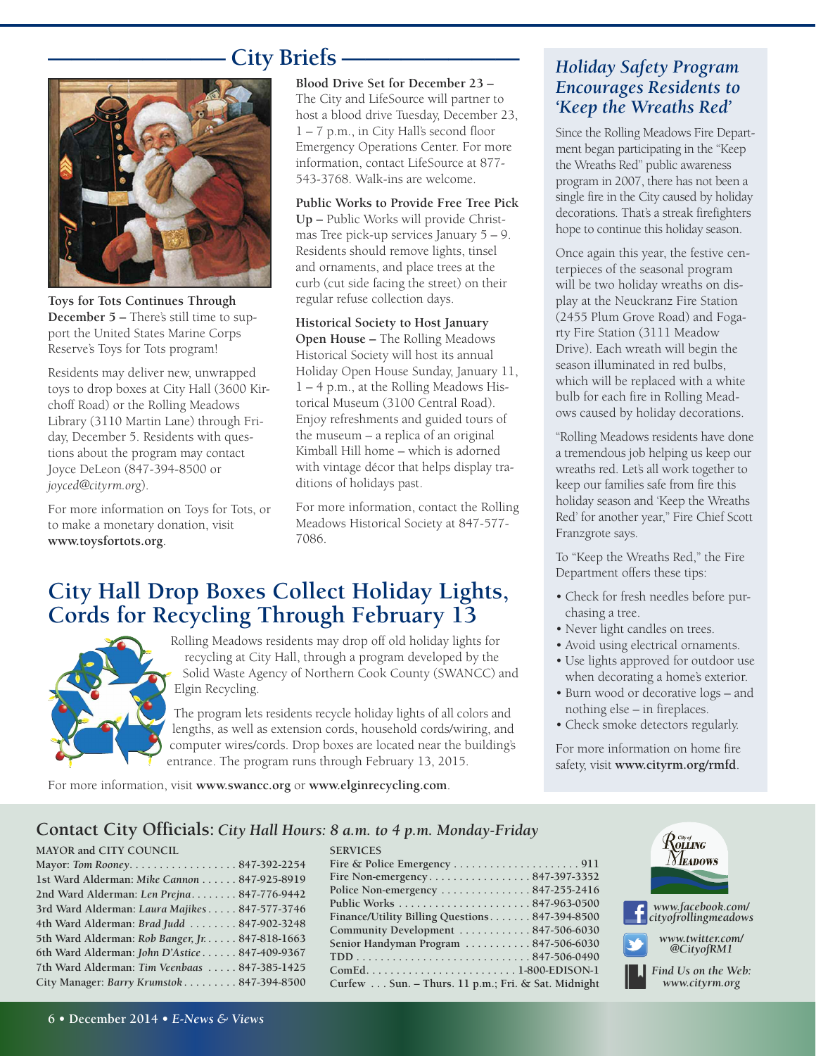## City Briefs

**Toys for Tots Continues Through December 5 –** There's still time to support the United States Marine Corps Reserve's Toys for Tots program!

Residents may deliver new, unwrapped toys to drop boxes at City Hall (3600 Kirchoff Road) or the Rolling Meadows Library (3110 Martin Lane) through Friday, December 5. Residents with questions about the program may contact Joyce DeLeon (847-394-8500 or *joyced@cityrm.org*).

For more information on Toys for Tots, or to make a monetary donation, visit **www.toysfortots.org**.

**Blood Drive Set for December 23 –** The City and LifeSource will partner to host a blood drive Tuesday, December 23, 1 – 7 p.m., in City Hall's second floor Emergency Operations Center. For more information, contact LifeSource at 877-543-3768. Walk-ins are welcome.

**Public Works to Provide Free Tree Pick Up –** Public Works will provide Christmas Tree pick-up services January 5 – 9. Residents should remove lights, tinsel and ornaments, and place trees at the curb (cut side facing the street) on their regular refuse collection days.

**Historical Society to Host January Open House –** The Rolling Meadows Historical Society will host its annual Holiday Open House Sunday, January 11, 1 – 4 p.m., at the Rolling Meadows Historical Museum (3100 Central Road). Enjoy refreshments and guided tours of the museum – a replica of an original Kimball Hill home – which is adorned with vintage décor that helps display traditions of holidays past.

For more information, contact the Rolling Meadows Historical Society at 847-577-7086.

## City Hall Drop Boxes Collect Holiday Lights, Cords for Recycling Through February 13

Rolling Meadows residents may drop off old holiday lights for recycling at City Hall, through a program developed by the Solid Waste Agency of Northern Cook County (SWANCC) and Elgin Recycling.

The program lets residents recycle holiday lights of all colors and lengths, as well as extension cords, household cords/wiring, and computer wires/cords. Drop boxes are located near the building's entrance. The program runs through February 13, 2015.

For more information, visit **www.swancc.org** or **www.elginrecycling.com**.

## *Holiday Safety Program Encourages Residents to 'Keep the Wreaths Red'*

Since the Rolling Meadows Fire Department began participating in the "Keep the Wreaths Red" public awareness program in 2007, there has not been a single fire in the City caused by holiday decorations. That's a streak firefighters hope to continue this holiday season.

Once again this year, the festive centerpieces of the seasonal program will be two holiday wreaths on display at the Neuckranz Fire Station (2455 Plum Grove Road) and Fogarty Fire Station (3111 Meadow Drive). Each wreath will begin the season illuminated in red bulbs, which will be replaced with a white bulb for each fire in Rolling Meadows caused by holiday decorations.

"Rolling Meadows residents have done a tremendous job helping us keep our wreaths red. Let's all work together to keep our families safe from fire this holiday season and 'Keep the Wreaths Red' for another year," Fire Chief Scott Franzgrote says.

To "Keep the Wreaths Red," the Fire Department offers these tips:

- Check for fresh needles before purchasing a tree.
- Never light candles on trees.
- Avoid using electrical ornaments.
- Use lights approved for outdoor use when decorating a home's exterior.
- Burn wood or decorative logs – and nothing else – in fireplaces.
- Check smoke detectors regularly.

For more information on home fire safety, visit **www.cityrm.org/rmfd**.

## Contact City Officials: *City Hall Hours: 8 a.m. to 4 p.m. Monday-Friday*

**MAYOR and CITY COUNCIL**

| | |
|---|---|
| Mayor: *Tom Rooney* | 847-392-2254 |
| 1st Ward Alderman: *Mike Cannon* | 847-925-8919 |
| 2nd Ward Alderman: *Len Prejna* | 847-776-9442 |
| 3rd Ward Alderman: *Laura Majikes* | 847-577-3746 |
| 4th Ward Alderman: *Brad Judd* | 847-902-3248 |
| 5th Ward Alderman: *Rob Banger, Jr.* | 847-818-1663 |
| 6th Ward Alderman: *John D'Astice* | 847-409-9367 |
| 7th Ward Alderman: *Tim Veenbaas* | 847-385-1425 |
| City Manager: *Barry Krumstok* | 847-394-8500 |

**SERVICES**

| | |
|---|---|
| Fire & Police Emergency | 911 |
| Fire Non-emergency | 847-397-3352 |
| Police Non-emergency | 847-255-2416 |
| Public Works | 847-963-0500 |
| Finance/Utility Billing Questions | 847-394-8500 |
| Community Development | 847-506-6030 |
| Senior Handyman Program | 847-506-6030 |
| TDD | 847-506-0490 |
| ComEd | 1-800-EDISON-1 |
| Curfew | Sun. – Thurs. 11 p.m.; Fri. & Sat. Midnight |

City of Rolling Meadows

*www.facebook.com/cityofrollingmeadows*

*www.twitter.com/@CityofRM1*

*Find Us on the Web: www.cityrm.org*